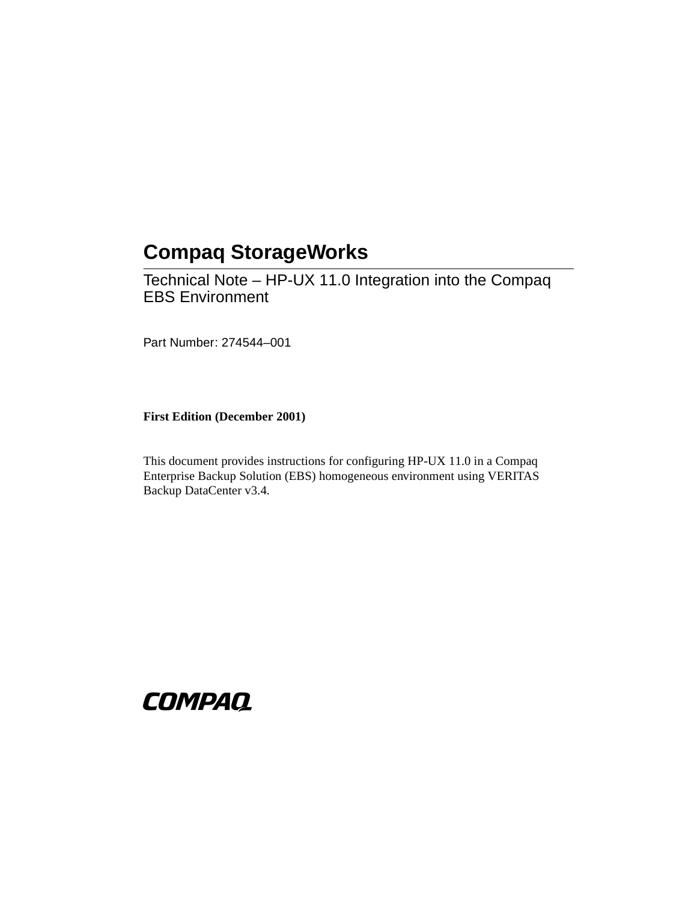# Compaq StorageWorks

## Technical Note – HP-UX 11.0 Integration into the Compaq EBS Environment

Part Number: 274544–001

**First Edition (December 2001)**

This document provides instructions for configuring HP-UX 11.0 in a Compaq Enterprise Backup Solution (EBS) homogeneous environment using VERITAS Backup DataCenter v3.4.

COMPAQ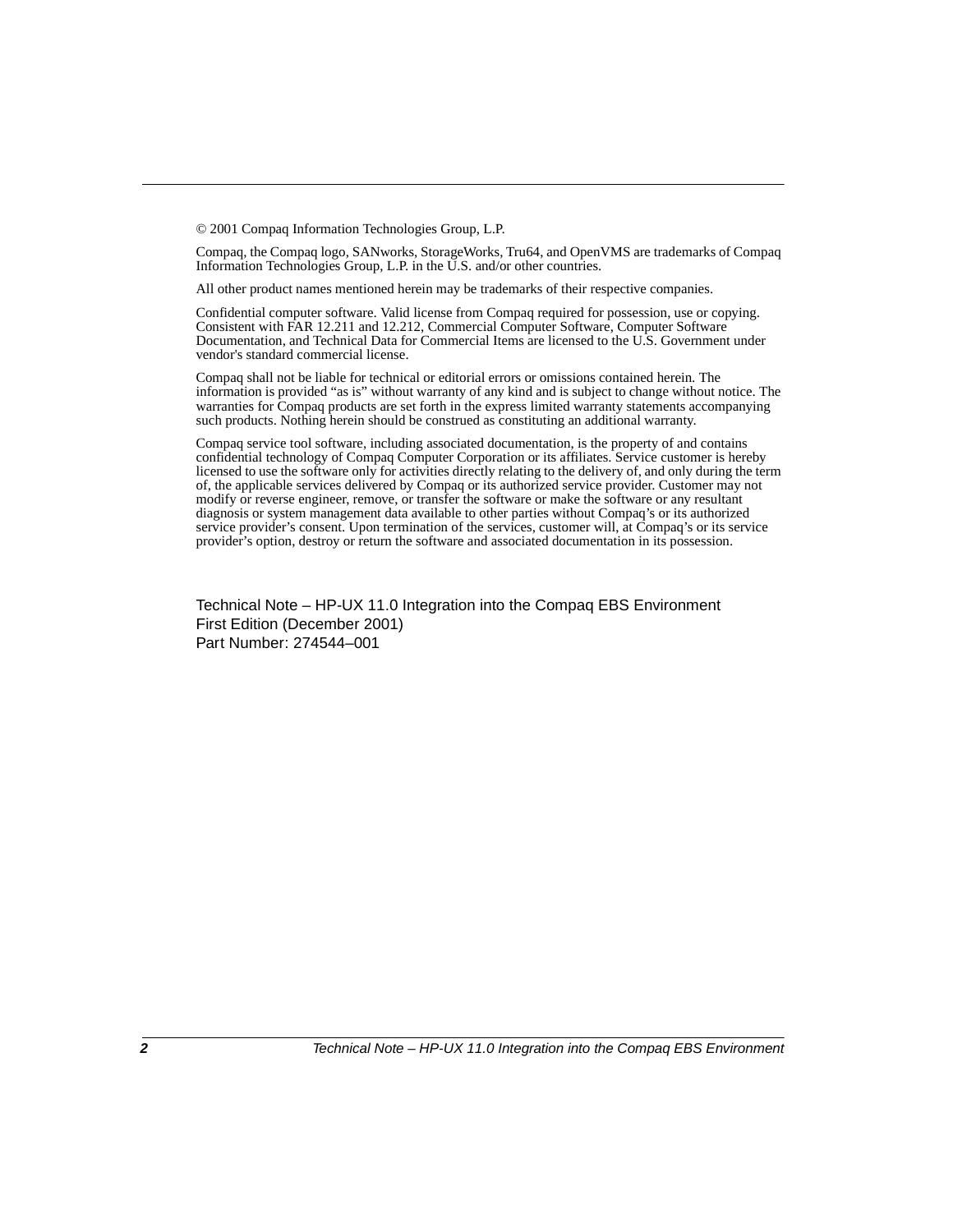© 2001 Compaq Information Technologies Group, L.P.

Compaq, the Compaq logo, SANworks, StorageWorks, Tru64, and OpenVMS are trademarks of Compaq Information Technologies Group, L.P. in the U.S. and/or other countries.

All other product names mentioned herein may be trademarks of their respective companies.

Confidential computer software. Valid license from Compaq required for possession, use or copying. Consistent with FAR 12.211 and 12.212, Commercial Computer Software, Computer Software Documentation, and Technical Data for Commercial Items are licensed to the U.S. Government under vendor's standard commercial license.

Compaq shall not be liable for technical or editorial errors or omissions contained herein. The information is provided "as is" without warranty of any kind and is subject to change without notice. The warranties for Compaq products are set forth in the express limited warranty statements accompanying such products. Nothing herein should be construed as constituting an additional warranty.

Compaq service tool software, including associated documentation, is the property of and contains confidential technology of Compaq Computer Corporation or its affiliates. Service customer is hereby licensed to use the software only for activities directly relating to the delivery of, and only during the term of, the applicable services delivered by Compaq or its authorized service provider. Customer may not modify or reverse engineer, remove, or transfer the software or make the software or any resultant diagnosis or system management data available to other parties without Compaq's or its authorized service provider's consent. Upon termination of the services, customer will, at Compaq's or its service provider's option, destroy or return the software and associated documentation in its possession.

Technical Note – HP-UX 11.0 Integration into the Compaq EBS Environment
First Edition (December 2001)
Part Number: 274544–001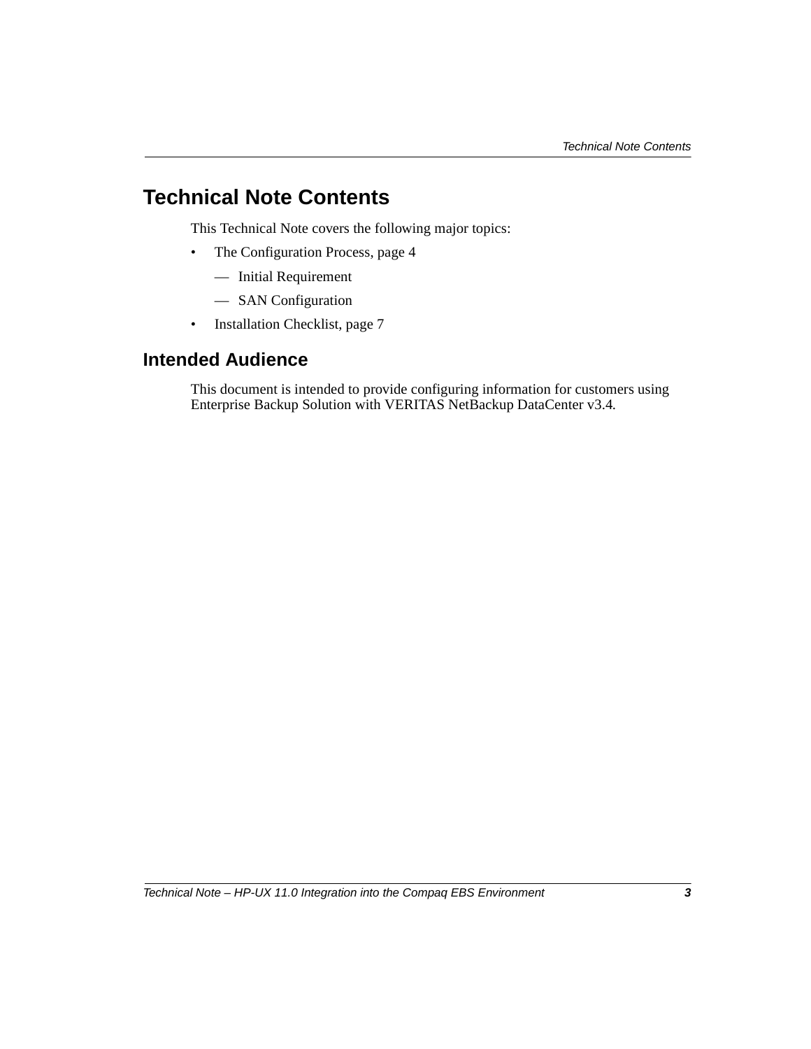# Technical Note Contents

This Technical Note covers the following major topics:

- The Configuration Process, page 4
  - Initial Requirement
  - SAN Configuration
- Installation Checklist, page 7

## Intended Audience

This document is intended to provide configuring information for customers using Enterprise Backup Solution with VERITAS NetBackup DataCenter v3.4.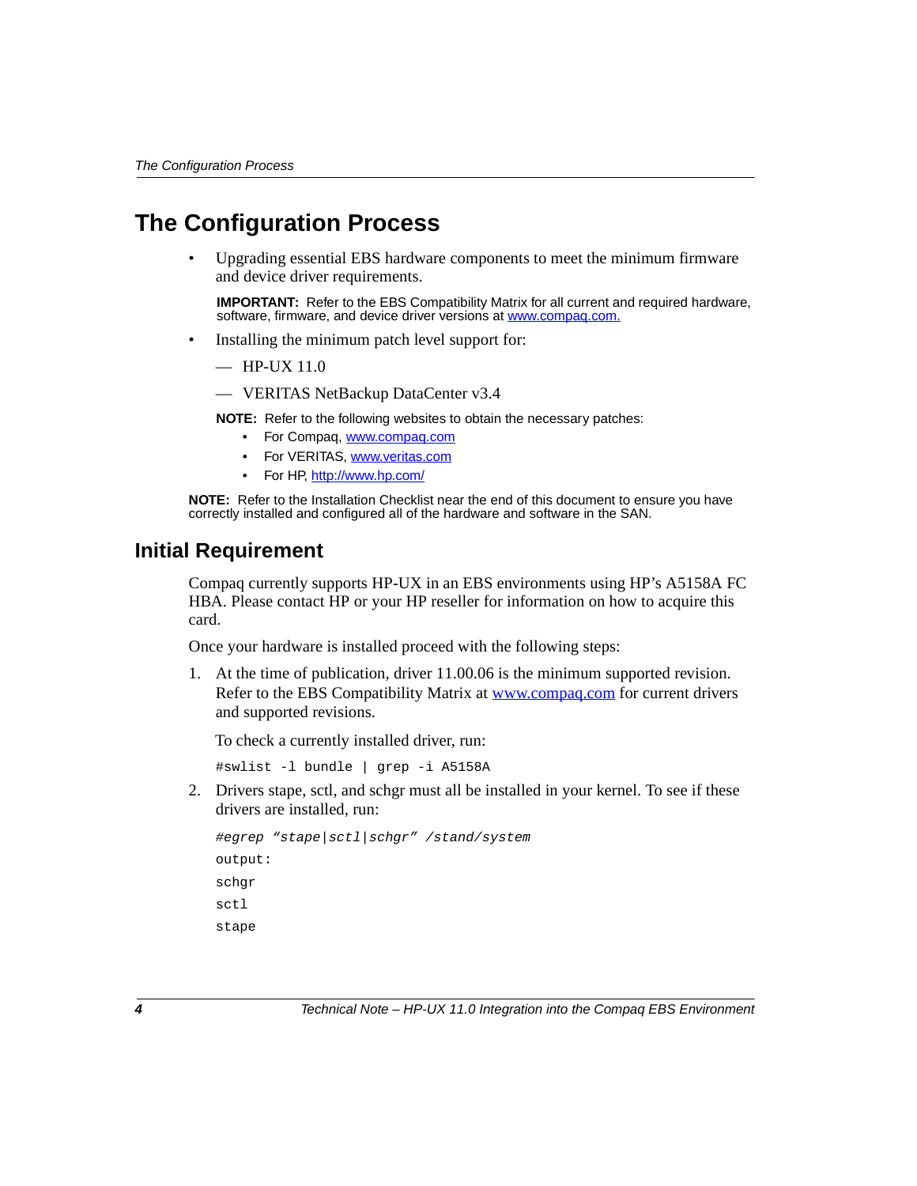# The Configuration Process

- Upgrading essential EBS hardware components to meet the minimum firmware and device driver requirements.

  **IMPORTANT:** Refer to the EBS Compatibility Matrix for all current and required hardware, software, firmware, and device driver versions at www.compaq.com.

- Installing the minimum patch level support for:
  - — HP-UX 11.0
  - — VERITAS NetBackup DataCenter v3.4

  **NOTE:** Refer to the following websites to obtain the necessary patches:
  - For Compaq, www.compaq.com
  - For VERITAS, www.veritas.com
  - For HP, http://www.hp.com/

**NOTE:** Refer to the Installation Checklist near the end of this document to ensure you have correctly installed and configured all of the hardware and software in the SAN.

## Initial Requirement

Compaq currently supports HP-UX in an EBS environments using HP's A5158A FC HBA. Please contact HP or your HP reseller for information on how to acquire this card.

Once your hardware is installed proceed with the following steps:

1. At the time of publication, driver 11.00.06 is the minimum supported revision. Refer to the EBS Compatibility Matrix at www.compaq.com for current drivers and supported revisions.

   To check a currently installed driver, run:

   ```
   #swlist -l bundle | grep -i A5158A
   ```

2. Drivers stape, sctl, and schgr must all be installed in your kernel. To see if these drivers are installed, run:

   ```
   #egrep "stape|sctl|schgr" /stand/system
   output:
   schgr
   sctl
   stape
   ```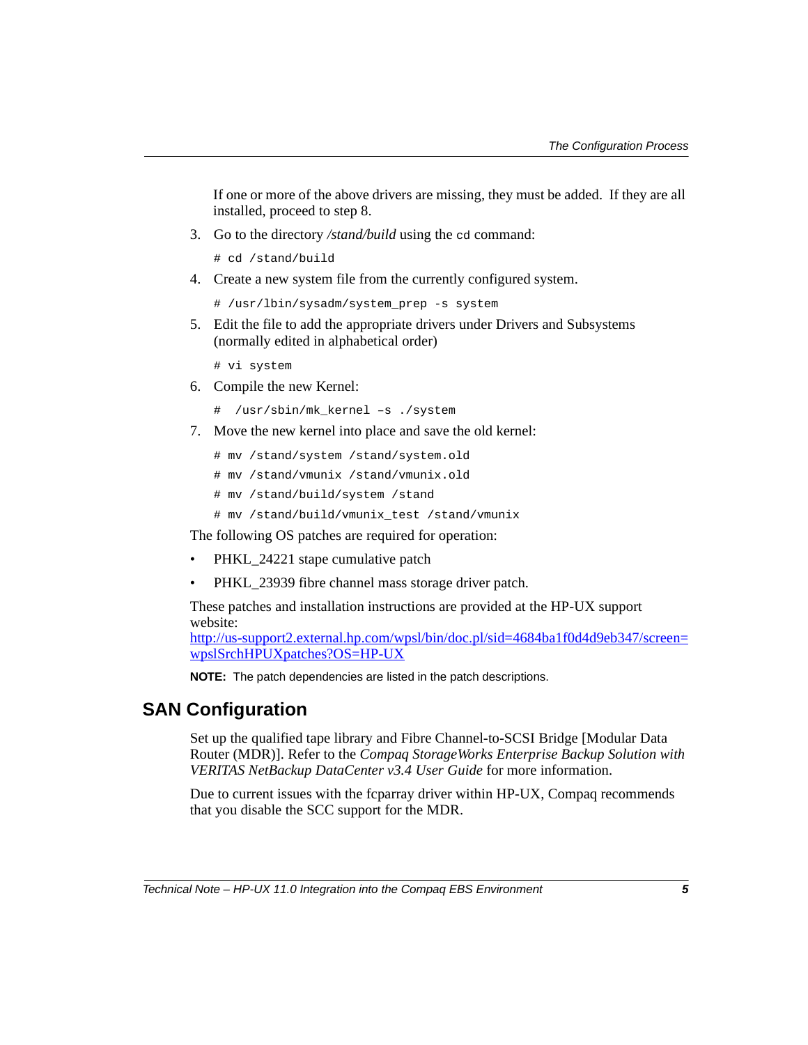If one or more of the above drivers are missing, they must be added. If they are all installed, proceed to step 8.

3. Go to the directory */stand/build* using the `cd` command:

   ```
   # cd /stand/build
   ```

4. Create a new system file from the currently configured system.

   ```
   # /usr/lbin/sysadm/system_prep -s system
   ```

5. Edit the file to add the appropriate drivers under Drivers and Subsystems (normally edited in alphabetical order)

   ```
   # vi system
   ```

6. Compile the new Kernel:

   ```
   #  /usr/sbin/mk_kernel –s ./system
   ```

7. Move the new kernel into place and save the old kernel:

   ```
   # mv /stand/system /stand/system.old
   # mv /stand/vmunix /stand/vmunix.old
   # mv /stand/build/system /stand
   # mv /stand/build/vmunix_test /stand/vmunix
   ```

The following OS patches are required for operation:

- PHKL_24221 stape cumulative patch
- PHKL_23939 fibre channel mass storage driver patch.

These patches and installation instructions are provided at the HP-UX support website:
http://us-support2.external.hp.com/wpsl/bin/doc.pl/sid=4684ba1f0d4d9eb347/screen=wpslSrchHPUXpatches?OS=HP-UX

**NOTE:** The patch dependencies are listed in the patch descriptions.

## SAN Configuration

Set up the qualified tape library and Fibre Channel-to-SCSI Bridge [Modular Data Router (MDR)]. Refer to the *Compaq StorageWorks Enterprise Backup Solution with VERITAS NetBackup DataCenter v3.4 User Guide* for more information.

Due to current issues with the fcparray driver within HP-UX, Compaq recommends that you disable the SCC support for the MDR.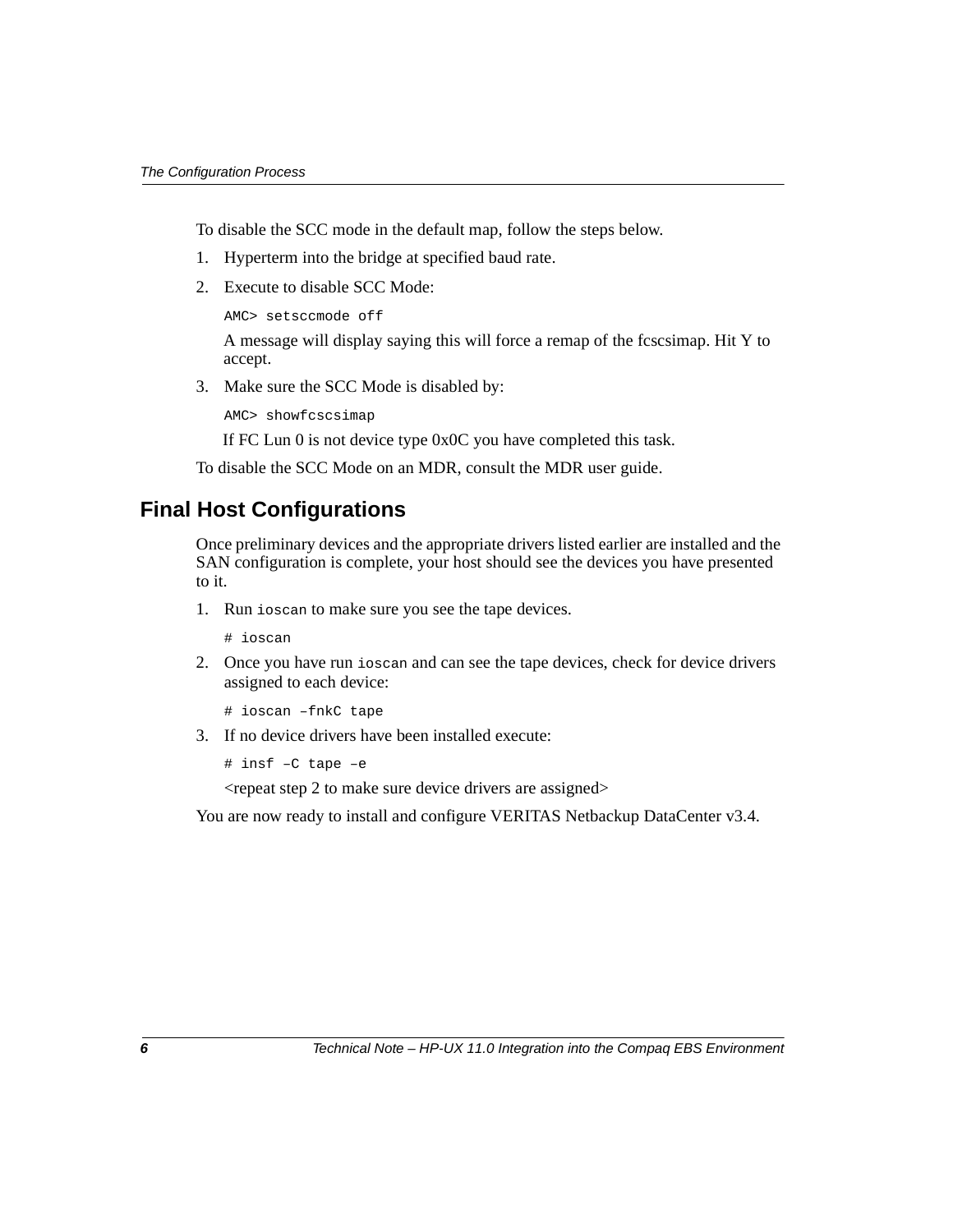To disable the SCC mode in the default map, follow the steps below.

1. Hyperterm into the bridge at specified baud rate.
2. Execute to disable SCC Mode:

   ```
   AMC> setsccmode off
   ```

   A message will display saying this will force a remap of the fcscsimap. Hit Y to accept.
3. Make sure the SCC Mode is disabled by:

   ```
   AMC> showfcscsimap
   ```

   If FC Lun 0 is not device type 0x0C you have completed this task.

To disable the SCC Mode on an MDR, consult the MDR user guide.

## Final Host Configurations

Once preliminary devices and the appropriate drivers listed earlier are installed and the SAN configuration is complete, your host should see the devices you have presented to it.

1. Run `ioscan` to make sure you see the tape devices.

   ```
   # ioscan
   ```

2. Once you have run `ioscan` and can see the tape devices, check for device drivers assigned to each device:

   ```
   # ioscan –fnkC tape
   ```

3. If no device drivers have been installed execute:

   ```
   # insf –C tape –e
   ```

   <repeat step 2 to make sure device drivers are assigned>

You are now ready to install and configure VERITAS Netbackup DataCenter v3.4.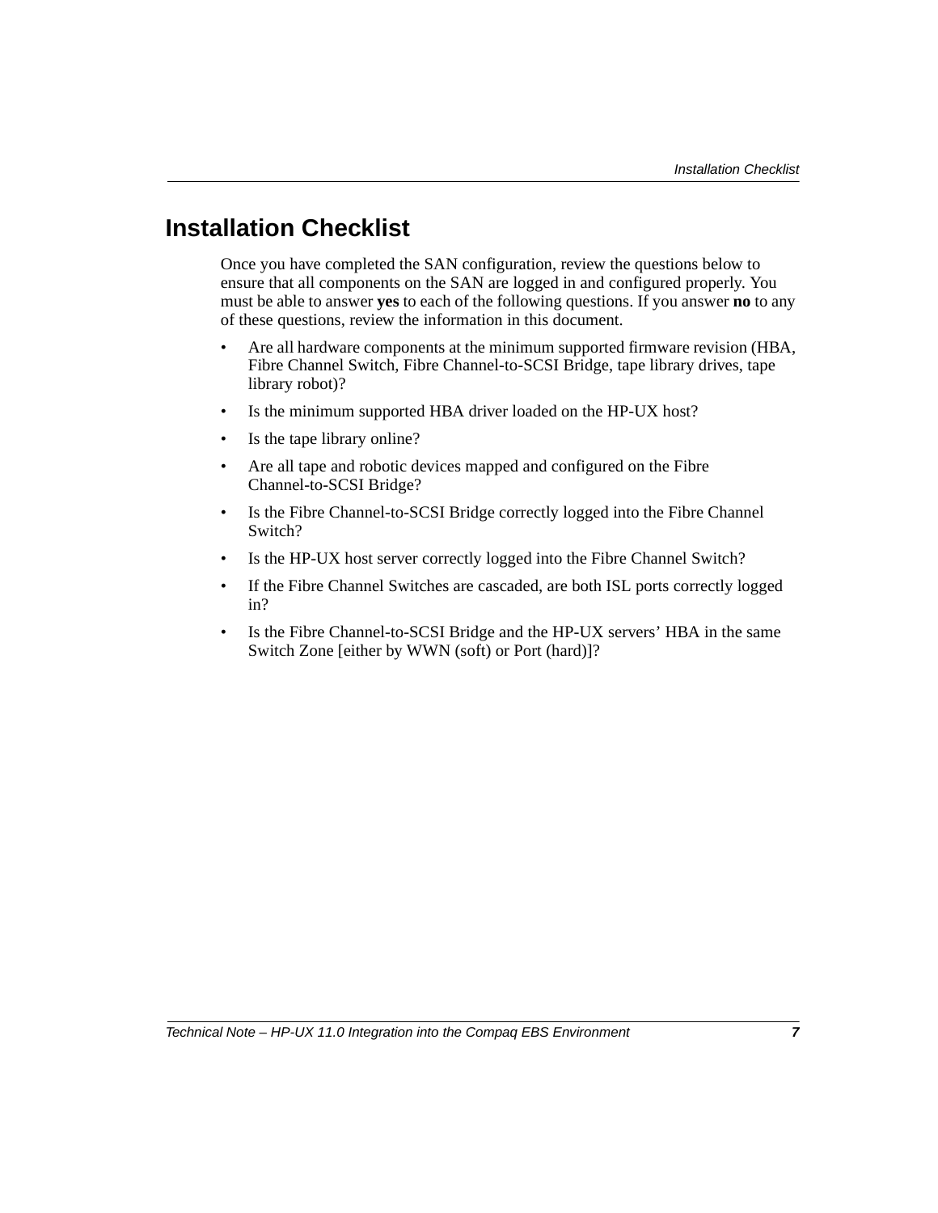# Installation Checklist

Once you have completed the SAN configuration, review the questions below to ensure that all components on the SAN are logged in and configured properly. You must be able to answer **yes** to each of the following questions. If you answer **no** to any of these questions, review the information in this document.

- Are all hardware components at the minimum supported firmware revision (HBA, Fibre Channel Switch, Fibre Channel-to-SCSI Bridge, tape library drives, tape library robot)?
- Is the minimum supported HBA driver loaded on the HP-UX host?
- Is the tape library online?
- Are all tape and robotic devices mapped and configured on the Fibre Channel-to-SCSI Bridge?
- Is the Fibre Channel-to-SCSI Bridge correctly logged into the Fibre Channel Switch?
- Is the HP-UX host server correctly logged into the Fibre Channel Switch?
- If the Fibre Channel Switches are cascaded, are both ISL ports correctly logged in?
- Is the Fibre Channel-to-SCSI Bridge and the HP-UX servers' HBA in the same Switch Zone [either by WWN (soft) or Port (hard)]?